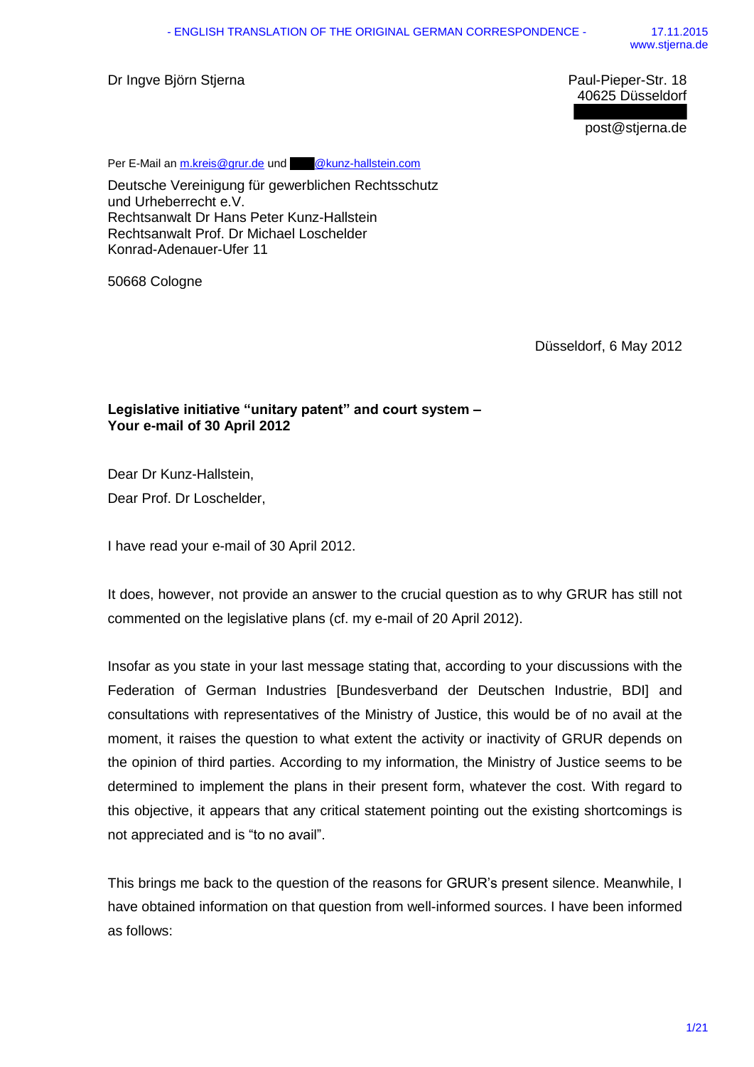Dr Ingve Björn Stjerna

Paul-Pieper-Str. 18
40625 Düsseldorf

post@stjerna.de

Per E-Mail an m.kreis@grur.de und @kunz-hallstein.com

Deutsche Vereinigung für gewerblichen Rechtsschutz
und Urheberrecht e.V.
Rechtsanwalt Dr Hans Peter Kunz-Hallstein
Rechtsanwalt Prof. Dr Michael Loschelder
Konrad-Adenauer-Ufer 11

50668 Cologne

Düsseldorf, 6 May 2012

**Legislative initiative "unitary patent" and court system –**
**Your e-mail of 30 April 2012**

Dear Dr Kunz-Hallstein,

Dear Prof. Dr Loschelder,

I have read your e-mail of 30 April 2012.

It does, however, not provide an answer to the crucial question as to why GRUR has still not commented on the legislative plans (cf. my e-mail of 20 April 2012).

Insofar as you state in your last message stating that, according to your discussions with the Federation of German Industries [Bundesverband der Deutschen Industrie, BDI] and consultations with representatives of the Ministry of Justice, this would be of no avail at the moment, it raises the question to what extent the activity or inactivity of GRUR depends on the opinion of third parties. According to my information, the Ministry of Justice seems to be determined to implement the plans in their present form, whatever the cost. With regard to this objective, it appears that any critical statement pointing out the existing shortcomings is not appreciated and is "to no avail".

This brings me back to the question of the reasons for GRUR's present silence. Meanwhile, I have obtained information on that question from well-informed sources. I have been informed as follows: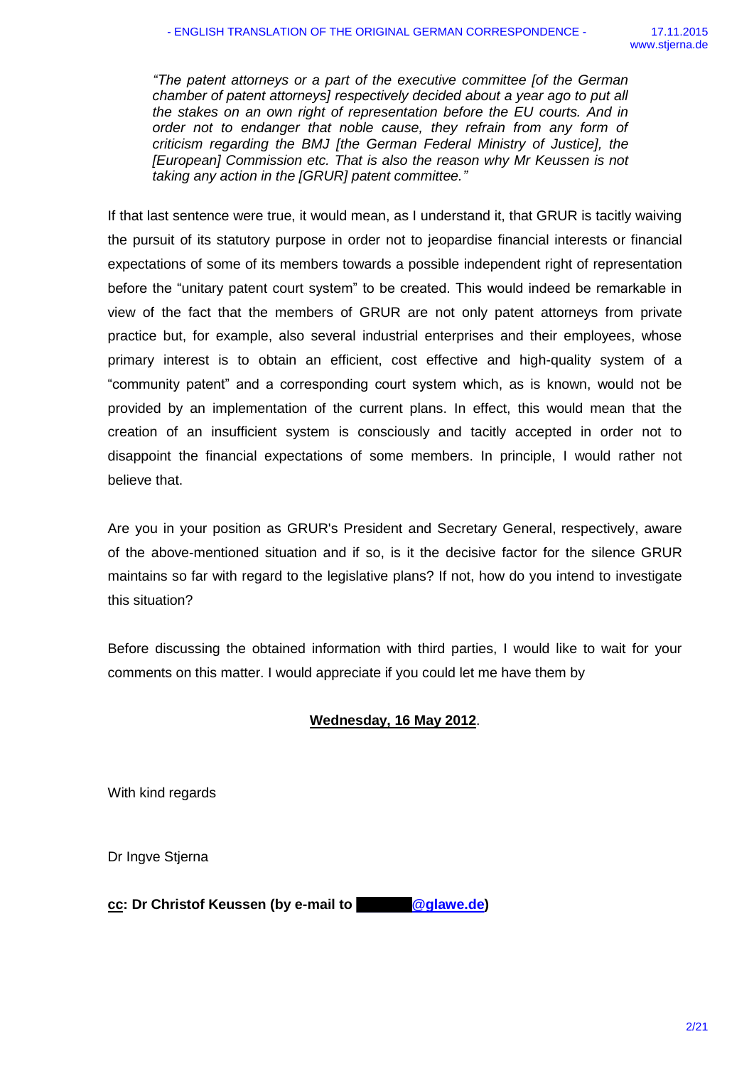*"The patent attorneys or a part of the executive committee [of the German chamber of patent attorneys] respectively decided about a year ago to put all the stakes on an own right of representation before the EU courts. And in order not to endanger that noble cause, they refrain from any form of criticism regarding the BMJ [the German Federal Ministry of Justice], the [European] Commission etc. That is also the reason why Mr Keussen is not taking any action in the [GRUR] patent committee."*

If that last sentence were true, it would mean, as I understand it, that GRUR is tacitly waiving the pursuit of its statutory purpose in order not to jeopardise financial interests or financial expectations of some of its members towards a possible independent right of representation before the "unitary patent court system" to be created. This would indeed be remarkable in view of the fact that the members of GRUR are not only patent attorneys from private practice but, for example, also several industrial enterprises and their employees, whose primary interest is to obtain an efficient, cost effective and high-quality system of a "community patent" and a corresponding court system which, as is known, would not be provided by an implementation of the current plans. In effect, this would mean that the creation of an insufficient system is consciously and tacitly accepted in order not to disappoint the financial expectations of some members. In principle, I would rather not believe that.

Are you in your position as GRUR's President and Secretary General, respectively, aware of the above-mentioned situation and if so, is it the decisive factor for the silence GRUR maintains so far with regard to the legislative plans? If not, how do you intend to investigate this situation?

Before discussing the obtained information with third parties, I would like to wait for your comments on this matter. I would appreciate if you could let me have them by

**Wednesday, 16 May 2012**.

With kind regards

Dr Ingve Stjerna

**cc: Dr Christof Keussen (by e-mail to @glawe.de)**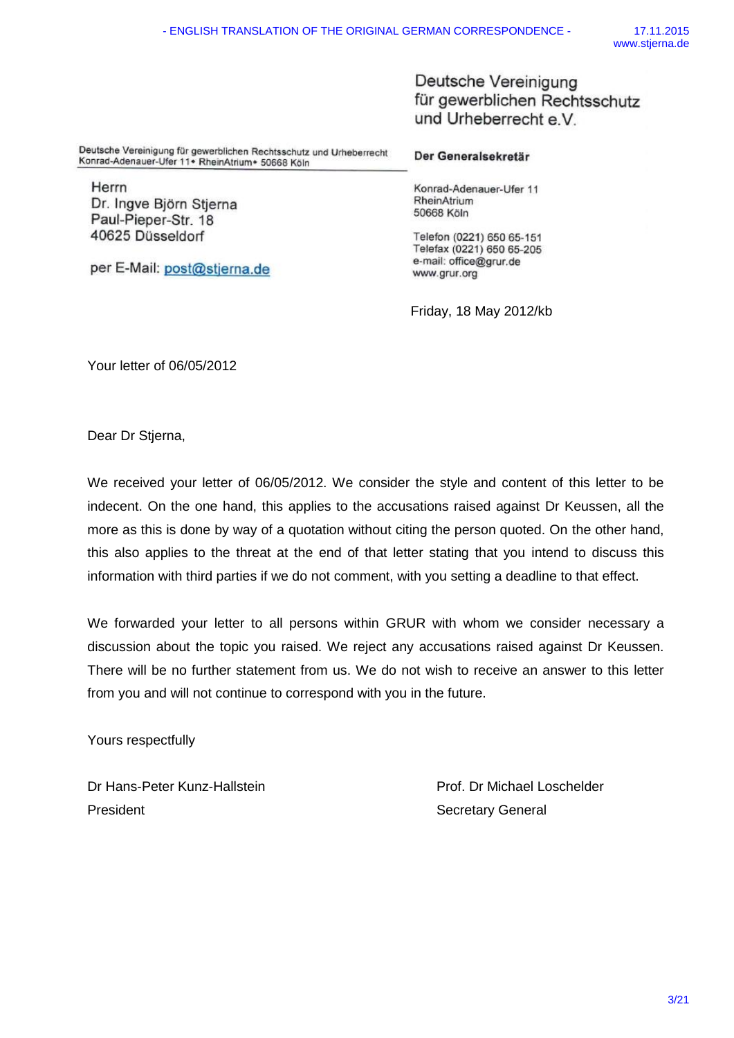Deutsche Vereinigung für gewerblichen Rechtsschutz und Urheberrecht e.V.

Deutsche Vereinigung für gewerblichen Rechtsschutz und Urheberrecht
Konrad-Adenauer-Ufer 11 • RheinAtrium • 50668 Köln

Herrn
Dr. Ingve Björn Stjerna
Paul-Pieper-Str. 18
40625 Düsseldorf

per E-Mail: post@stjerna.de

**Der Generalsekretär**

Konrad-Adenauer-Ufer 11
RheinAtrium
50668 Köln

Telefon (0221) 650 65-151
Telefax (0221) 650 65-205
e-mail: office@grur.de
www.grur.org

Friday, 18 May 2012/kb

Your letter of 06/05/2012

Dear Dr Stjerna,

We received your letter of 06/05/2012. We consider the style and content of this letter to be indecent. On the one hand, this applies to the accusations raised against Dr Keussen, all the more as this is done by way of a quotation without citing the person quoted. On the other hand, this also applies to the threat at the end of that letter stating that you intend to discuss this information with third parties if we do not comment, with you setting a deadline to that effect.

We forwarded your letter to all persons within GRUR with whom we consider necessary a discussion about the topic you raised. We reject any accusations raised against Dr Keussen. There will be no further statement from us. We do not wish to receive an answer to this letter from you and will not continue to correspond with you in the future.

Yours respectfully

Dr Hans-Peter Kunz-Hallstein
President

Prof. Dr Michael Loschelder
Secretary General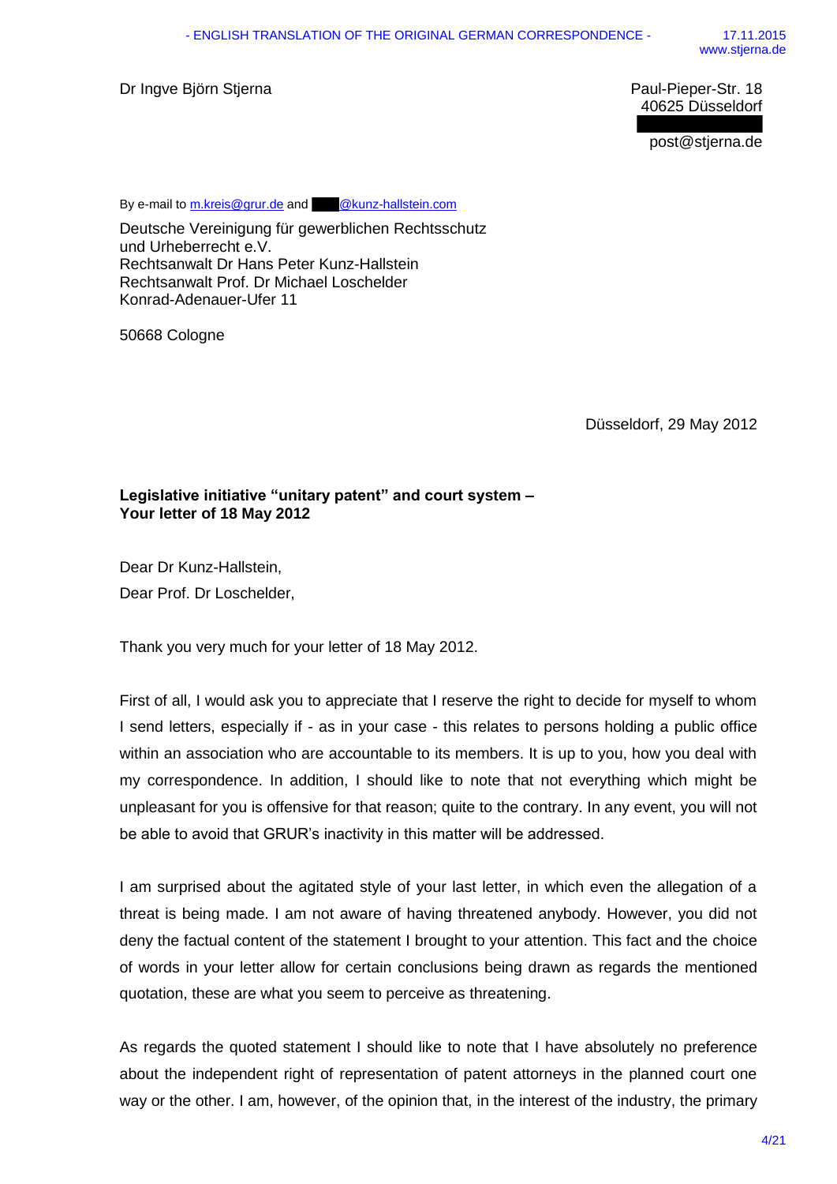Dr Ingve Björn Stjerna

Paul-Pieper-Str. 18
40625 Düsseldorf

post@stjerna.de

By e-mail to m.kreis@grur.de and @kunz-hallstein.com

Deutsche Vereinigung für gewerblichen Rechtsschutz
und Urheberrecht e.V.
Rechtsanwalt Dr Hans Peter Kunz-Hallstein
Rechtsanwalt Prof. Dr Michael Loschelder
Konrad-Adenauer-Ufer 11

50668 Cologne

Düsseldorf, 29 May 2012

**Legislative initiative "unitary patent" and court system –**
**Your letter of 18 May 2012**

Dear Dr Kunz-Hallstein,
Dear Prof. Dr Loschelder,

Thank you very much for your letter of 18 May 2012.

First of all, I would ask you to appreciate that I reserve the right to decide for myself to whom I send letters, especially if - as in your case - this relates to persons holding a public office within an association who are accountable to its members. It is up to you, how you deal with my correspondence. In addition, I should like to note that not everything which might be unpleasant for you is offensive for that reason; quite to the contrary. In any event, you will not be able to avoid that GRUR's inactivity in this matter will be addressed.

I am surprised about the agitated style of your last letter, in which even the allegation of a threat is being made. I am not aware of having threatened anybody. However, you did not deny the factual content of the statement I brought to your attention. This fact and the choice of words in your letter allow for certain conclusions being drawn as regards the mentioned quotation, these are what you seem to perceive as threatening.

As regards the quoted statement I should like to note that I have absolutely no preference about the independent right of representation of patent attorneys in the planned court one way or the other. I am, however, of the opinion that, in the interest of the industry, the primary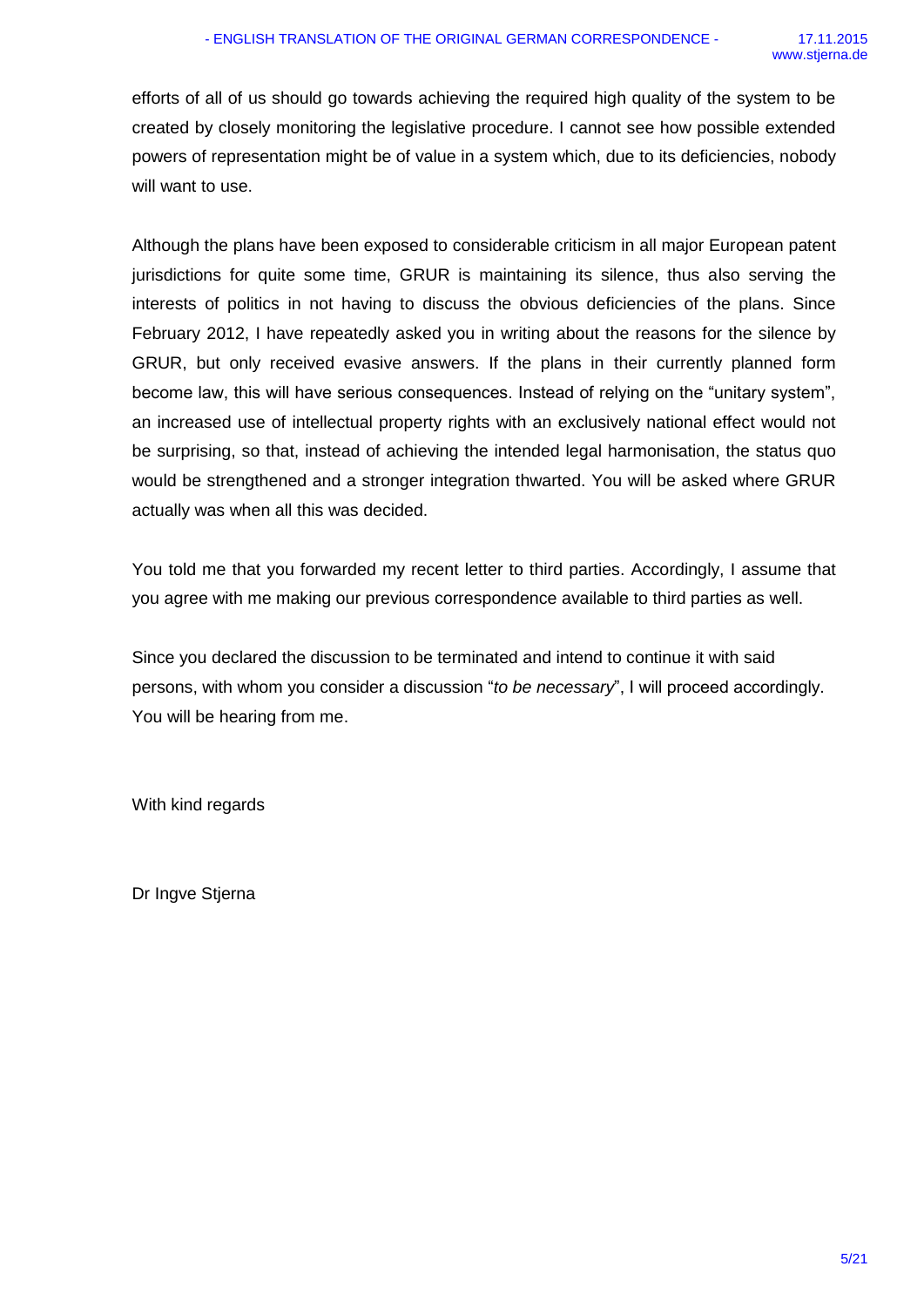efforts of all of us should go towards achieving the required high quality of the system to be created by closely monitoring the legislative procedure. I cannot see how possible extended powers of representation might be of value in a system which, due to its deficiencies, nobody will want to use.

Although the plans have been exposed to considerable criticism in all major European patent jurisdictions for quite some time, GRUR is maintaining its silence, thus also serving the interests of politics in not having to discuss the obvious deficiencies of the plans. Since February 2012, I have repeatedly asked you in writing about the reasons for the silence by GRUR, but only received evasive answers. If the plans in their currently planned form become law, this will have serious consequences. Instead of relying on the "unitary system", an increased use of intellectual property rights with an exclusively national effect would not be surprising, so that, instead of achieving the intended legal harmonisation, the status quo would be strengthened and a stronger integration thwarted. You will be asked where GRUR actually was when all this was decided.

You told me that you forwarded my recent letter to third parties. Accordingly, I assume that you agree with me making our previous correspondence available to third parties as well.

Since you declared the discussion to be terminated and intend to continue it with said persons, with whom you consider a discussion "*to be necessary*", I will proceed accordingly. You will be hearing from me.

With kind regards

Dr Ingve Stjerna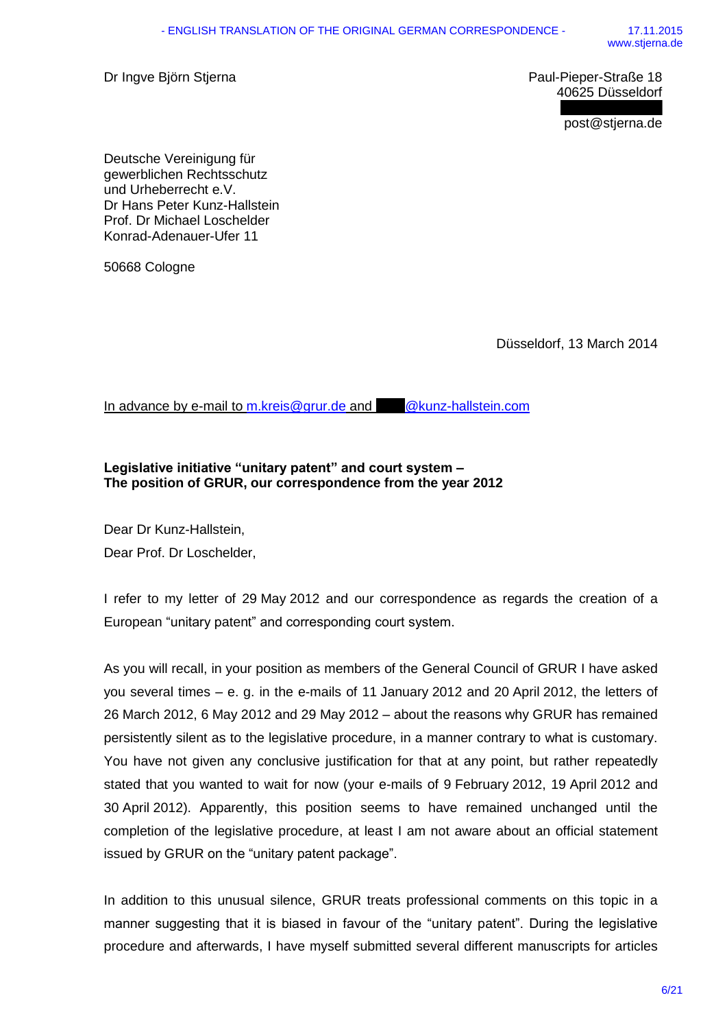Dr Ingve Björn Stjerna

Paul-Pieper-Straße 18
40625 Düsseldorf

post@stjerna.de

Deutsche Vereinigung für
gewerblichen Rechtsschutz
und Urheberrecht e.V.
Dr Hans Peter Kunz-Hallstein
Prof. Dr Michael Loschelder
Konrad-Adenauer-Ufer 11

50668 Cologne

Düsseldorf, 13 March 2014

In advance by e-mail to m.kreis@grur.de and @kunz-hallstein.com

**Legislative initiative "unitary patent" and court system –**
**The position of GRUR, our correspondence from the year 2012**

Dear Dr Kunz-Hallstein,

Dear Prof. Dr Loschelder,

I refer to my letter of 29 May 2012 and our correspondence as regards the creation of a European "unitary patent" and corresponding court system.

As you will recall, in your position as members of the General Council of GRUR I have asked you several times – e. g. in the e-mails of 11 January 2012 and 20 April 2012, the letters of 26 March 2012, 6 May 2012 and 29 May 2012 – about the reasons why GRUR has remained persistently silent as to the legislative procedure, in a manner contrary to what is customary. You have not given any conclusive justification for that at any point, but rather repeatedly stated that you wanted to wait for now (your e-mails of 9 February 2012, 19 April 2012 and 30 April 2012). Apparently, this position seems to have remained unchanged until the completion of the legislative procedure, at least I am not aware about an official statement issued by GRUR on the "unitary patent package".

In addition to this unusual silence, GRUR treats professional comments on this topic in a manner suggesting that it is biased in favour of the "unitary patent". During the legislative procedure and afterwards, I have myself submitted several different manuscripts for articles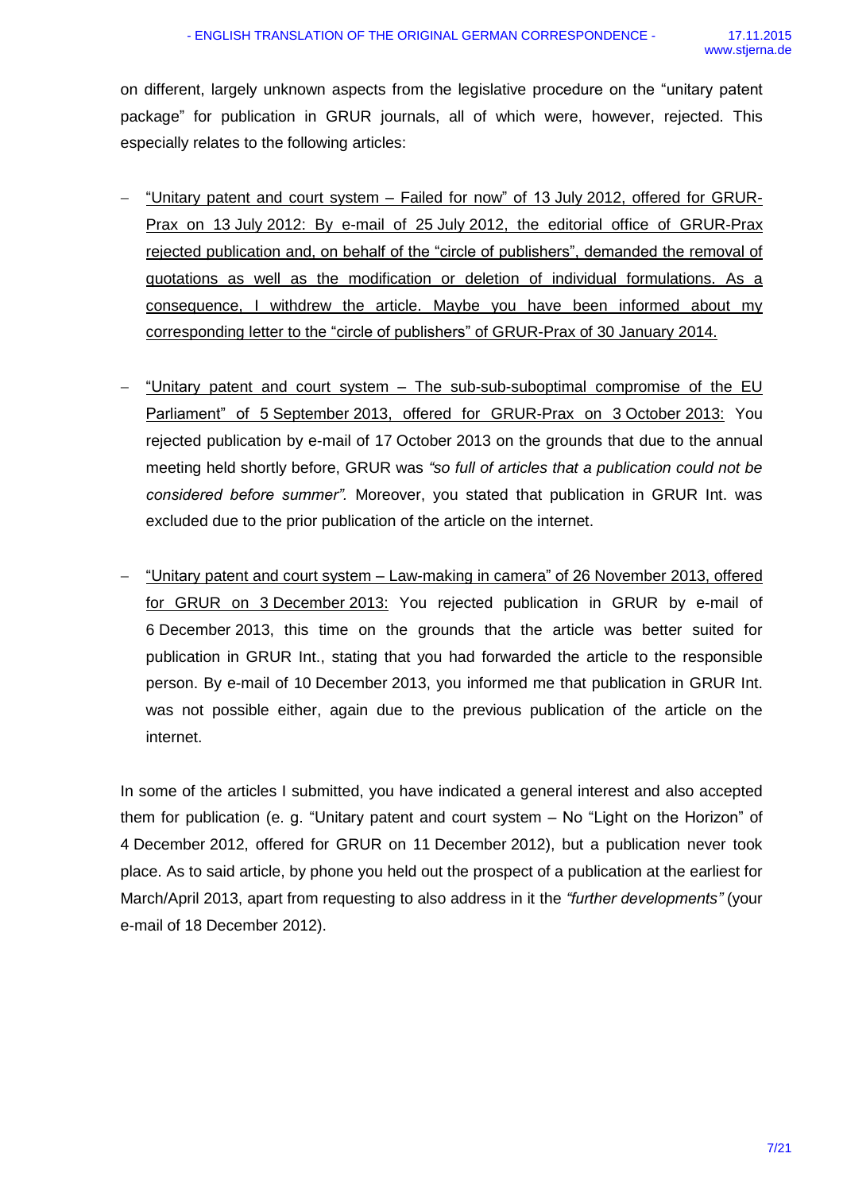on different, largely unknown aspects from the legislative procedure on the "unitary patent package" for publication in GRUR journals, all of which were, however, rejected. This especially relates to the following articles:

- "Unitary patent and court system – Failed for now" of 13 July 2012, offered for GRUR-Prax on 13 July 2012: By e-mail of 25 July 2012, the editorial office of GRUR-Prax rejected publication and, on behalf of the "circle of publishers", demanded the removal of quotations as well as the modification or deletion of individual formulations. As a consequence, I withdrew the article. Maybe you have been informed about my corresponding letter to the "circle of publishers" of GRUR-Prax of 30 January 2014.

- "Unitary patent and court system – The sub-sub-suboptimal compromise of the EU Parliament" of 5 September 2013, offered for GRUR-Prax on 3 October 2013: You rejected publication by e-mail of 17 October 2013 on the grounds that due to the annual meeting held shortly before, GRUR was *"so full of articles that a publication could not be considered before summer".* Moreover, you stated that publication in GRUR Int. was excluded due to the prior publication of the article on the internet.

- "Unitary patent and court system – Law-making in camera" of 26 November 2013, offered for GRUR on 3 December 2013: You rejected publication in GRUR by e-mail of 6 December 2013, this time on the grounds that the article was better suited for publication in GRUR Int., stating that you had forwarded the article to the responsible person. By e-mail of 10 December 2013, you informed me that publication in GRUR Int. was not possible either, again due to the previous publication of the article on the internet.

In some of the articles I submitted, you have indicated a general interest and also accepted them for publication (e. g. "Unitary patent and court system – No "Light on the Horizon" of 4 December 2012, offered for GRUR on 11 December 2012), but a publication never took place. As to said article, by phone you held out the prospect of a publication at the earliest for March/April 2013, apart from requesting to also address in it the *"further developments"* (your e-mail of 18 December 2012).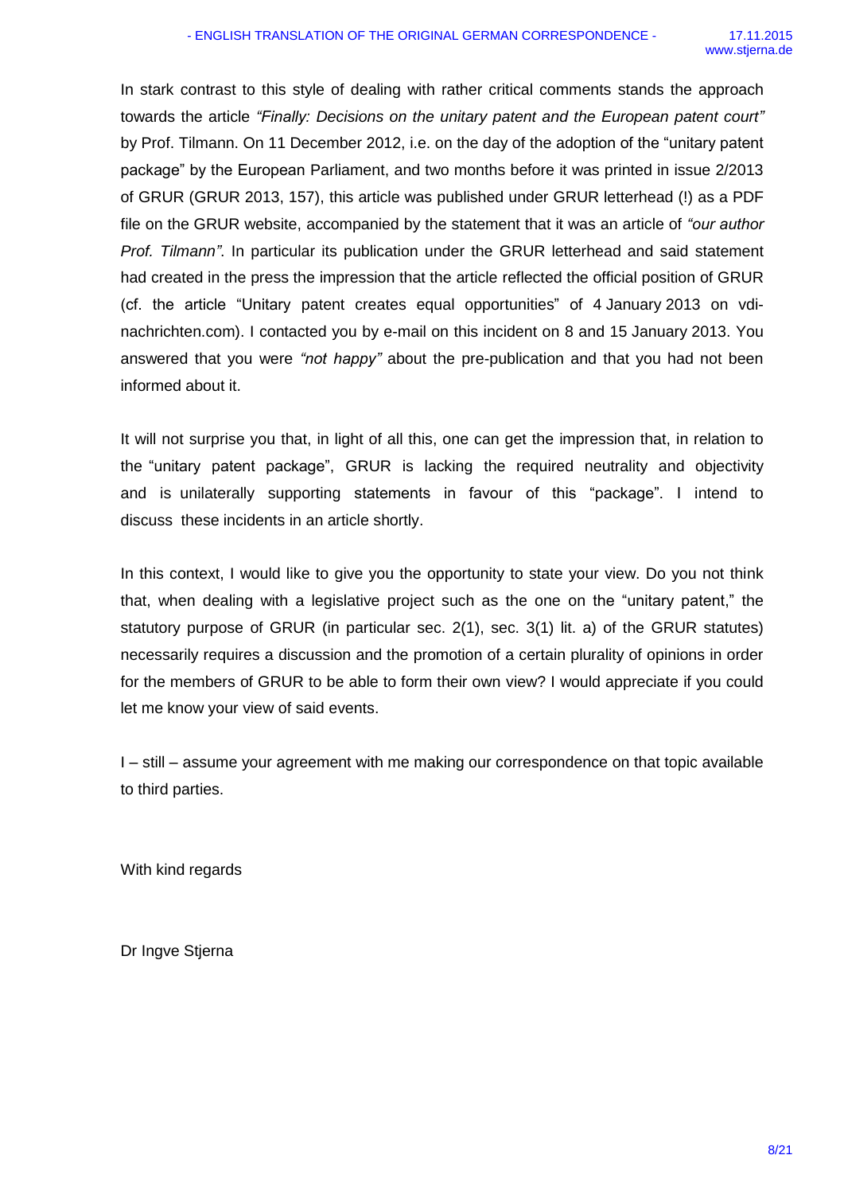In stark contrast to this style of dealing with rather critical comments stands the approach towards the article *"Finally: Decisions on the unitary patent and the European patent court"* by Prof. Tilmann. On 11 December 2012, i.e. on the day of the adoption of the "unitary patent package" by the European Parliament, and two months before it was printed in issue 2/2013 of GRUR (GRUR 2013, 157), this article was published under GRUR letterhead (!) as a PDF file on the GRUR website, accompanied by the statement that it was an article of *"our author Prof. Tilmann"*. In particular its publication under the GRUR letterhead and said statement had created in the press the impression that the article reflected the official position of GRUR (cf. the article "Unitary patent creates equal opportunities" of 4 January 2013 on vdi-nachrichten.com). I contacted you by e-mail on this incident on 8 and 15 January 2013. You answered that you were *"not happy"* about the pre-publication and that you had not been informed about it.

It will not surprise you that, in light of all this, one can get the impression that, in relation to the "unitary patent package", GRUR is lacking the required neutrality and objectivity and is unilaterally supporting statements in favour of this "package". I intend to discuss these incidents in an article shortly.

In this context, I would like to give you the opportunity to state your view. Do you not think that, when dealing with a legislative project such as the one on the "unitary patent," the statutory purpose of GRUR (in particular sec. 2(1), sec. 3(1) lit. a) of the GRUR statutes) necessarily requires a discussion and the promotion of a certain plurality of opinions in order for the members of GRUR to be able to form their own view? I would appreciate if you could let me know your view of said events.

I – still – assume your agreement with me making our correspondence on that topic available to third parties.

With kind regards

Dr Ingve Stjerna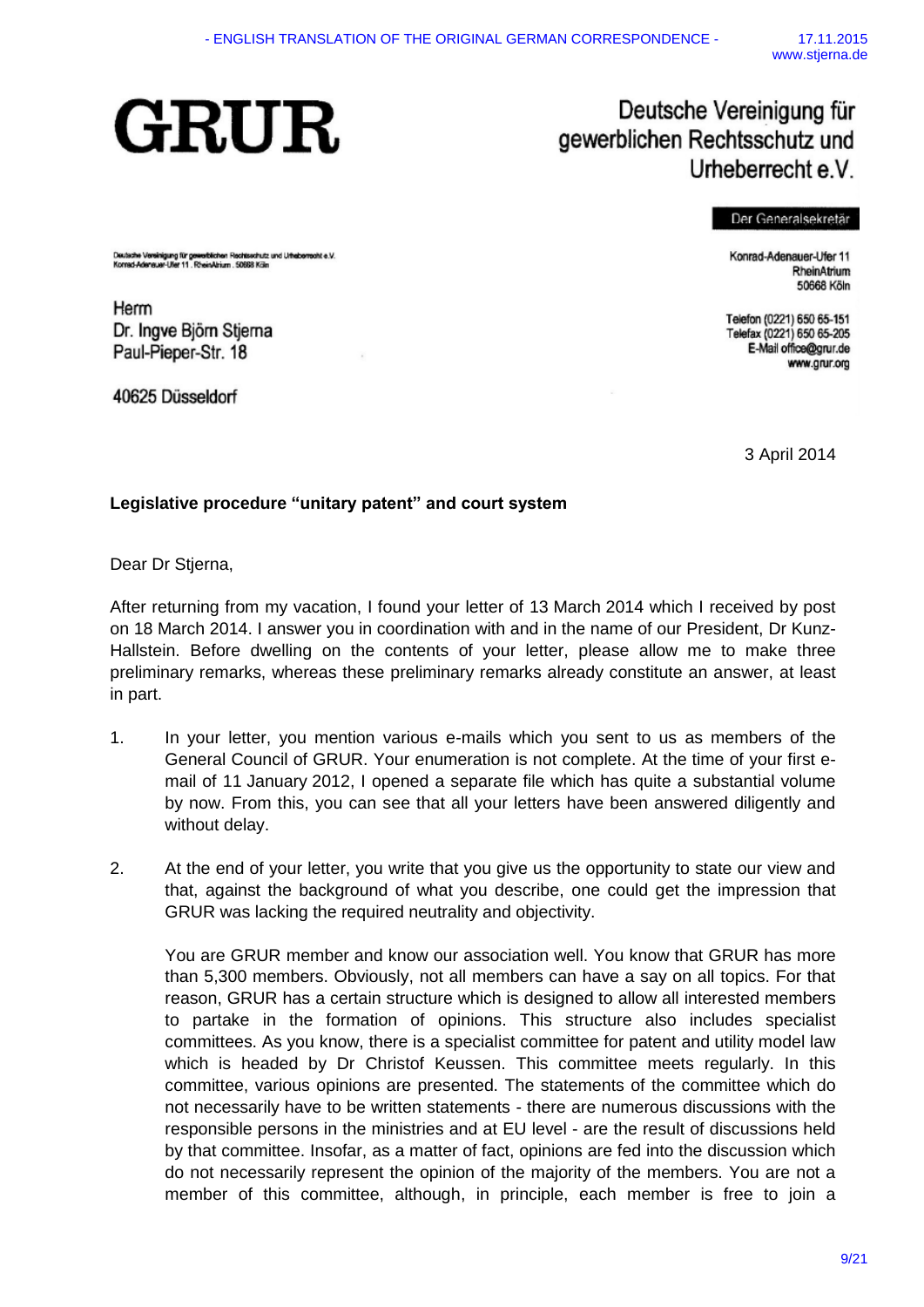GRUR

Deutsche Vereinigung für gewerblichen Rechtsschutz und Urheberrecht e.V.

Der Generalsekretär

Deutsche Vereinigung für gewerblichen Rechtsschutz und Urheberrecht e.V.
Konrad-Adenauer-Ufer 11 . RheinAtrium . 50668 Köln

Herrn
Dr. Ingve Björn Stjerna
Paul-Pieper-Str. 18

40625 Düsseldorf

Konrad-Adenauer-Ufer 11
RheinAtrium
50668 Köln

Telefon (0221) 650 65-151
Telefax (0221) 650 65-205
E-Mail office@grur.de
www.grur.org

3 April 2014

**Legislative procedure "unitary patent" and court system**

Dear Dr Stjerna,

After returning from my vacation, I found your letter of 13 March 2014 which I received by post on 18 March 2014. I answer you in coordination with and in the name of our President, Dr Kunz-Hallstein. Before dwelling on the contents of your letter, please allow me to make three preliminary remarks, whereas these preliminary remarks already constitute an answer, at least in part.

1. In your letter, you mention various e-mails which you sent to us as members of the General Council of GRUR. Your enumeration is not complete. At the time of your first e-mail of 11 January 2012, I opened a separate file which has quite a substantial volume by now. From this, you can see that all your letters have been answered diligently and without delay.

2. At the end of your letter, you write that you give us the opportunity to state our view and that, against the background of what you describe, one could get the impression that GRUR was lacking the required neutrality and objectivity.

   You are GRUR member and know our association well. You know that GRUR has more than 5,300 members. Obviously, not all members can have a say on all topics. For that reason, GRUR has a certain structure which is designed to allow all interested members to partake in the formation of opinions. This structure also includes specialist committees. As you know, there is a specialist committee for patent and utility model law which is headed by Dr Christof Keussen. This committee meets regularly. In this committee, various opinions are presented. The statements of the committee which do not necessarily have to be written statements - there are numerous discussions with the responsible persons in the ministries and at EU level - are the result of discussions held by that committee. Insofar, as a matter of fact, opinions are fed into the discussion which do not necessarily represent the opinion of the majority of the members. You are not a member of this committee, although, in principle, each member is free to join a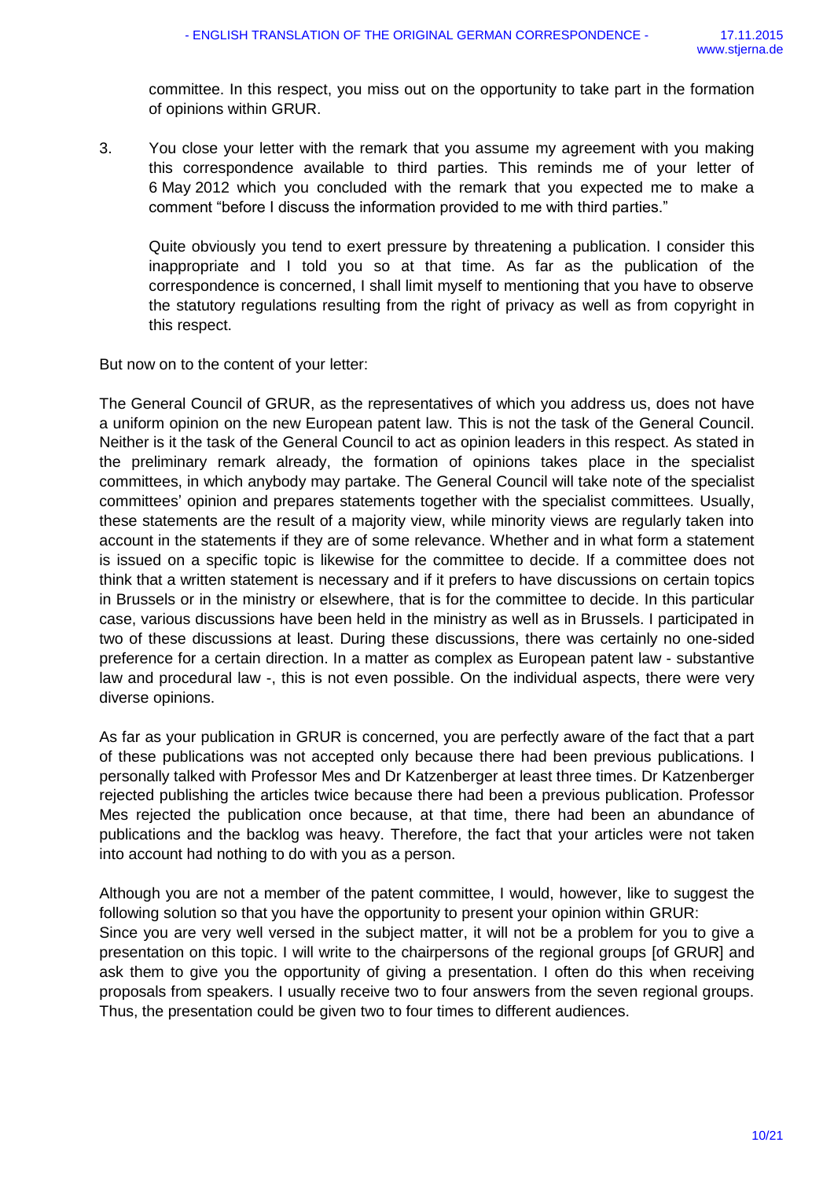committee. In this respect, you miss out on the opportunity to take part in the formation of opinions within GRUR.

3. You close your letter with the remark that you assume my agreement with you making this correspondence available to third parties. This reminds me of your letter of 6 May 2012 which you concluded with the remark that you expected me to make a comment "before I discuss the information provided to me with third parties."

   Quite obviously you tend to exert pressure by threatening a publication. I consider this inappropriate and I told you so at that time. As far as the publication of the correspondence is concerned, I shall limit myself to mentioning that you have to observe the statutory regulations resulting from the right of privacy as well as from copyright in this respect.

But now on to the content of your letter:

The General Council of GRUR, as the representatives of which you address us, does not have a uniform opinion on the new European patent law. This is not the task of the General Council. Neither is it the task of the General Council to act as opinion leaders in this respect. As stated in the preliminary remark already, the formation of opinions takes place in the specialist committees, in which anybody may partake. The General Council will take note of the specialist committees' opinion and prepares statements together with the specialist committees. Usually, these statements are the result of a majority view, while minority views are regularly taken into account in the statements if they are of some relevance. Whether and in what form a statement is issued on a specific topic is likewise for the committee to decide. If a committee does not think that a written statement is necessary and if it prefers to have discussions on certain topics in Brussels or in the ministry or elsewhere, that is for the committee to decide. In this particular case, various discussions have been held in the ministry as well as in Brussels. I participated in two of these discussions at least. During these discussions, there was certainly no one-sided preference for a certain direction. In a matter as complex as European patent law - substantive law and procedural law -, this is not even possible. On the individual aspects, there were very diverse opinions.

As far as your publication in GRUR is concerned, you are perfectly aware of the fact that a part of these publications was not accepted only because there had been previous publications. I personally talked with Professor Mes and Dr Katzenberger at least three times. Dr Katzenberger rejected publishing the articles twice because there had been a previous publication. Professor Mes rejected the publication once because, at that time, there had been an abundance of publications and the backlog was heavy. Therefore, the fact that your articles were not taken into account had nothing to do with you as a person.

Although you are not a member of the patent committee, I would, however, like to suggest the following solution so that you have the opportunity to present your opinion within GRUR:
Since you are very well versed in the subject matter, it will not be a problem for you to give a presentation on this topic. I will write to the chairpersons of the regional groups [of GRUR] and ask them to give you the opportunity of giving a presentation. I often do this when receiving proposals from speakers. I usually receive two to four answers from the seven regional groups. Thus, the presentation could be given two to four times to different audiences.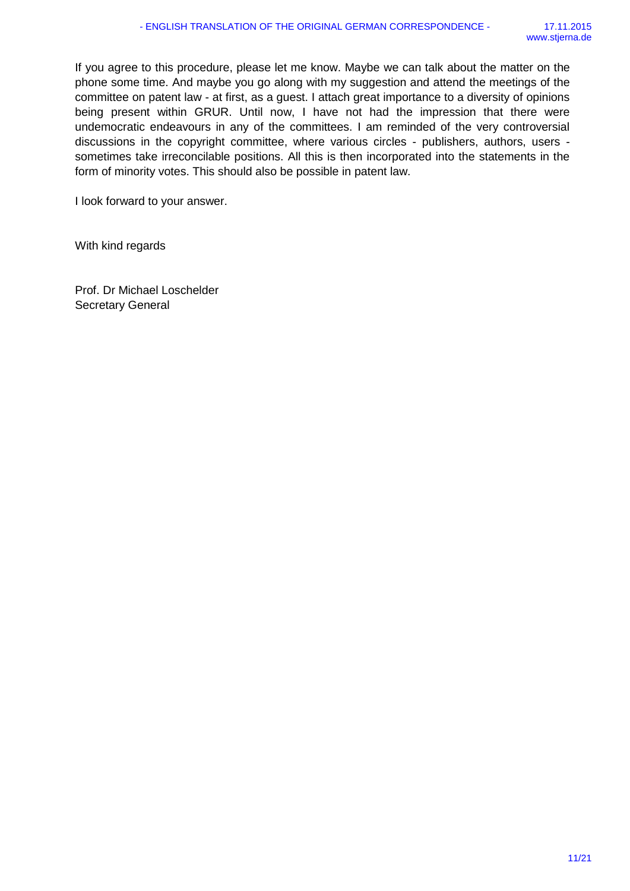If you agree to this procedure, please let me know. Maybe we can talk about the matter on the phone some time. And maybe you go along with my suggestion and attend the meetings of the committee on patent law - at first, as a guest. I attach great importance to a diversity of opinions being present within GRUR. Until now, I have not had the impression that there were undemocratic endeavours in any of the committees. I am reminded of the very controversial discussions in the copyright committee, where various circles - publishers, authors, users - sometimes take irreconcilable positions. All this is then incorporated into the statements in the form of minority votes. This should also be possible in patent law.

I look forward to your answer.

With kind regards

Prof. Dr Michael Loschelder
Secretary General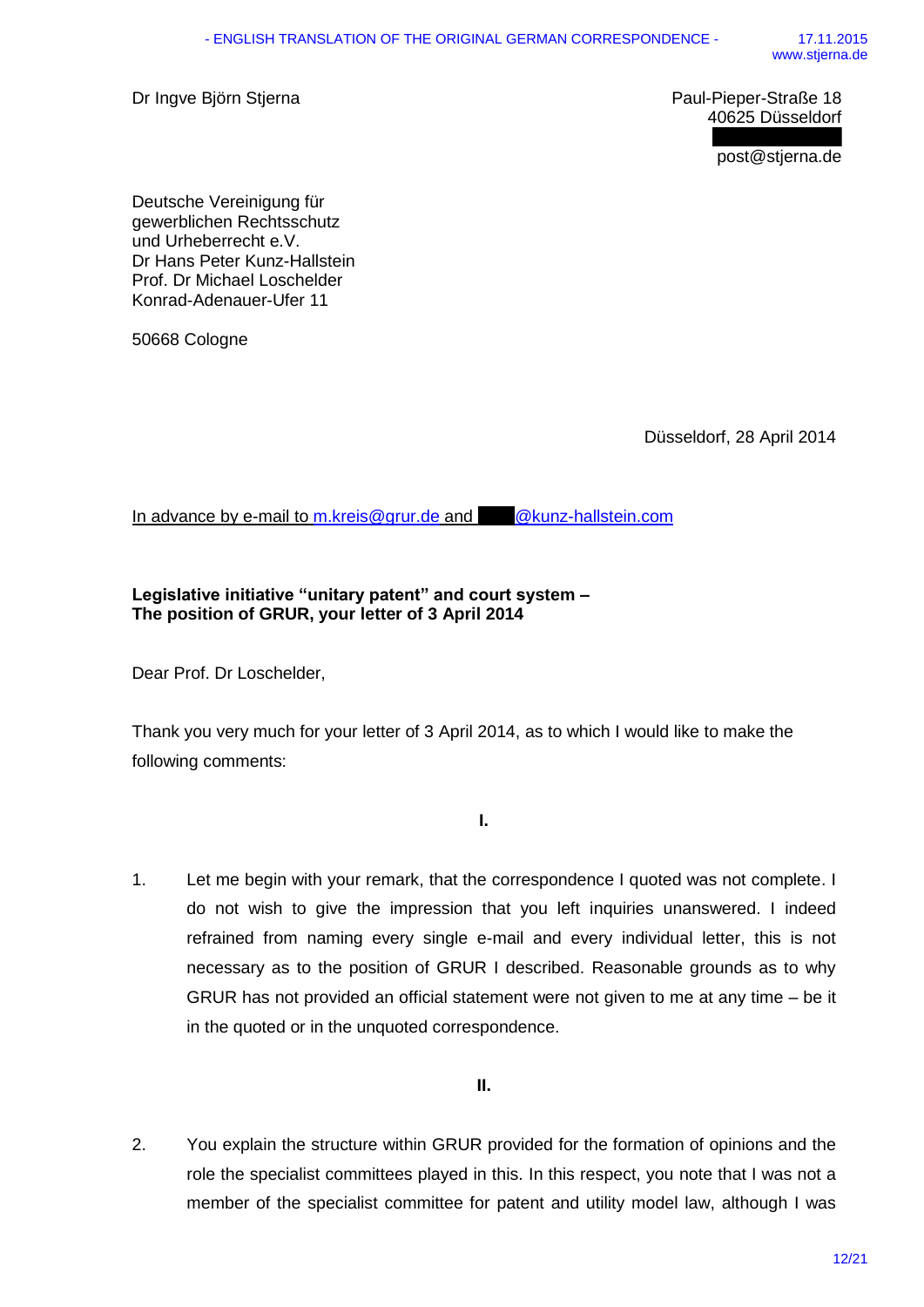Dr Ingve Björn Stjerna

Paul-Pieper-Straße 18
40625 Düsseldorf

post@stjerna.de

Deutsche Vereinigung für
gewerblichen Rechtsschutz
und Urheberrecht e.V.
Dr Hans Peter Kunz-Hallstein
Prof. Dr Michael Loschelder
Konrad-Adenauer-Ufer 11

50668 Cologne

Düsseldorf, 28 April 2014

In advance by e-mail to m.kreis@grur.de and @kunz-hallstein.com

**Legislative initiative "unitary patent" and court system –**
**The position of GRUR, your letter of 3 April 2014**

Dear Prof. Dr Loschelder,

Thank you very much for your letter of 3 April 2014, as to which I would like to make the following comments:

**I.**

1. Let me begin with your remark, that the correspondence I quoted was not complete. I do not wish to give the impression that you left inquiries unanswered. I indeed refrained from naming every single e-mail and every individual letter, this is not necessary as to the position of GRUR I described. Reasonable grounds as to why GRUR has not provided an official statement were not given to me at any time – be it in the quoted or in the unquoted correspondence.

**II.**

2. You explain the structure within GRUR provided for the formation of opinions and the role the specialist committees played in this. In this respect, you note that I was not a member of the specialist committee for patent and utility model law, although I was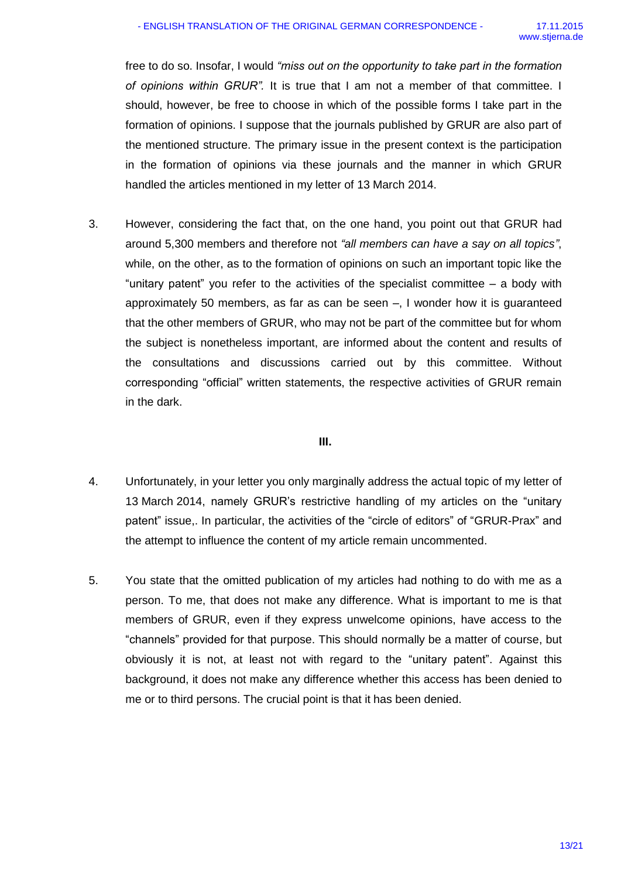free to do so. Insofar, I would *"miss out on the opportunity to take part in the formation of opinions within GRUR".* It is true that I am not a member of that committee. I should, however, be free to choose in which of the possible forms I take part in the formation of opinions. I suppose that the journals published by GRUR are also part of the mentioned structure. The primary issue in the present context is the participation in the formation of opinions via these journals and the manner in which GRUR handled the articles mentioned in my letter of 13 March 2014.

3. However, considering the fact that, on the one hand, you point out that GRUR had around 5,300 members and therefore not *"all members can have a say on all topics"*, while, on the other, as to the formation of opinions on such an important topic like the "unitary patent" you refer to the activities of the specialist committee – a body with approximately 50 members, as far as can be seen –, I wonder how it is guaranteed that the other members of GRUR, who may not be part of the committee but for whom the subject is nonetheless important, are informed about the content and results of the consultations and discussions carried out by this committee. Without corresponding "official" written statements, the respective activities of GRUR remain in the dark.

**III.**

4. Unfortunately, in your letter you only marginally address the actual topic of my letter of 13 March 2014, namely GRUR's restrictive handling of my articles on the "unitary patent" issue,. In particular, the activities of the "circle of editors" of "GRUR-Prax" and the attempt to influence the content of my article remain uncommented.

5. You state that the omitted publication of my articles had nothing to do with me as a person. To me, that does not make any difference. What is important to me is that members of GRUR, even if they express unwelcome opinions, have access to the "channels" provided for that purpose. This should normally be a matter of course, but obviously it is not, at least not with regard to the "unitary patent". Against this background, it does not make any difference whether this access has been denied to me or to third persons. The crucial point is that it has been denied.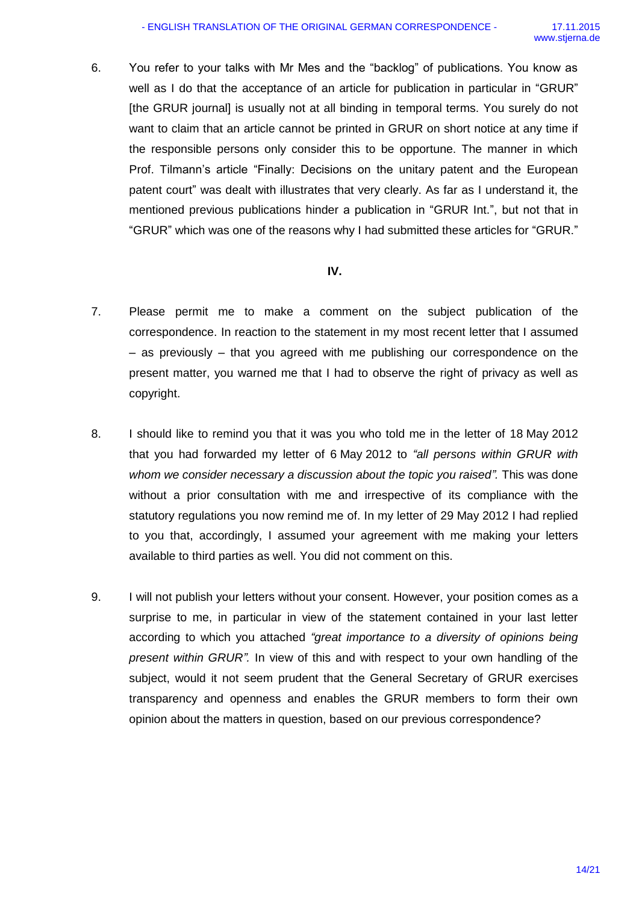6. You refer to your talks with Mr Mes and the "backlog" of publications. You know as well as I do that the acceptance of an article for publication in particular in "GRUR" [the GRUR journal] is usually not at all binding in temporal terms. You surely do not want to claim that an article cannot be printed in GRUR on short notice at any time if the responsible persons only consider this to be opportune. The manner in which Prof. Tilmann's article "Finally: Decisions on the unitary patent and the European patent court" was dealt with illustrates that very clearly. As far as I understand it, the mentioned previous publications hinder a publication in "GRUR Int.", but not that in "GRUR" which was one of the reasons why I had submitted these articles for "GRUR."

**IV.**

7. Please permit me to make a comment on the subject publication of the correspondence. In reaction to the statement in my most recent letter that I assumed – as previously – that you agreed with me publishing our correspondence on the present matter, you warned me that I had to observe the right of privacy as well as copyright.

8. I should like to remind you that it was you who told me in the letter of 18 May 2012 that you had forwarded my letter of 6 May 2012 to *"all persons within GRUR with whom we consider necessary a discussion about the topic you raised".* This was done without a prior consultation with me and irrespective of its compliance with the statutory regulations you now remind me of. In my letter of 29 May 2012 I had replied to you that, accordingly, I assumed your agreement with me making your letters available to third parties as well. You did not comment on this.

9. I will not publish your letters without your consent. However, your position comes as a surprise to me, in particular in view of the statement contained in your last letter according to which you attached *"great importance to a diversity of opinions being present within GRUR".* In view of this and with respect to your own handling of the subject, would it not seem prudent that the General Secretary of GRUR exercises transparency and openness and enables the GRUR members to form their own opinion about the matters in question, based on our previous correspondence?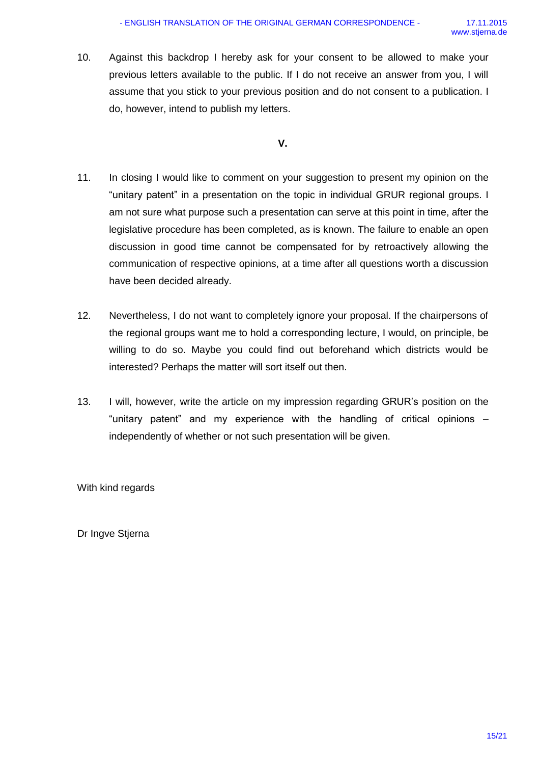10. Against this backdrop I hereby ask for your consent to be allowed to make your previous letters available to the public. If I do not receive an answer from you, I will assume that you stick to your previous position and do not consent to a publication. I do, however, intend to publish my letters.

**V.**

11. In closing I would like to comment on your suggestion to present my opinion on the "unitary patent" in a presentation on the topic in individual GRUR regional groups. I am not sure what purpose such a presentation can serve at this point in time, after the legislative procedure has been completed, as is known. The failure to enable an open discussion in good time cannot be compensated for by retroactively allowing the communication of respective opinions, at a time after all questions worth a discussion have been decided already.

12. Nevertheless, I do not want to completely ignore your proposal. If the chairpersons of the regional groups want me to hold a corresponding lecture, I would, on principle, be willing to do so. Maybe you could find out beforehand which districts would be interested? Perhaps the matter will sort itself out then.

13. I will, however, write the article on my impression regarding GRUR's position on the "unitary patent" and my experience with the handling of critical opinions – independently of whether or not such presentation will be given.

With kind regards

Dr Ingve Stjerna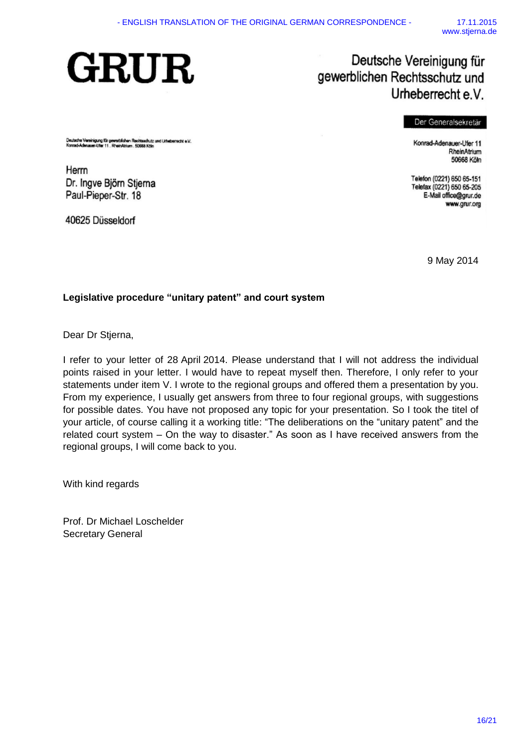# GRUR

Deutsche Vereinigung für gewerblichen Rechtsschutz und Urheberrecht e.V.

Der Generalsekretär

Deutsche Vereinigung für gewerblichen Rechtsschutz und Urheberrecht e.V.
Konrad-Adenauer-Ufer 11 . RheinAtrium . 50668 Köln

Herrn
Dr. Ingve Björn Stjerna
Paul-Pieper-Str. 18

40625 Düsseldorf

Konrad-Adenauer-Ufer 11
RheinAtrium
50668 Köln

Telefon (0221) 650 65-151
Telefax (0221) 650 65-205
E-Mail office@grur.de
www.grur.org

9 May 2014

**Legislative procedure "unitary patent" and court system**

Dear Dr Stjerna,

I refer to your letter of 28 April 2014. Please understand that I will not address the individual points raised in your letter. I would have to repeat myself then. Therefore, I only refer to your statements under item V. I wrote to the regional groups and offered them a presentation by you. From my experience, I usually get answers from three to four regional groups, with suggestions for possible dates. You have not proposed any topic for your presentation. So I took the titel of your article, of course calling it a working title: "The deliberations on the "unitary patent" and the related court system – On the way to disaster." As soon as I have received answers from the regional groups, I will come back to you.

With kind regards

Prof. Dr Michael Loschelder
Secretary General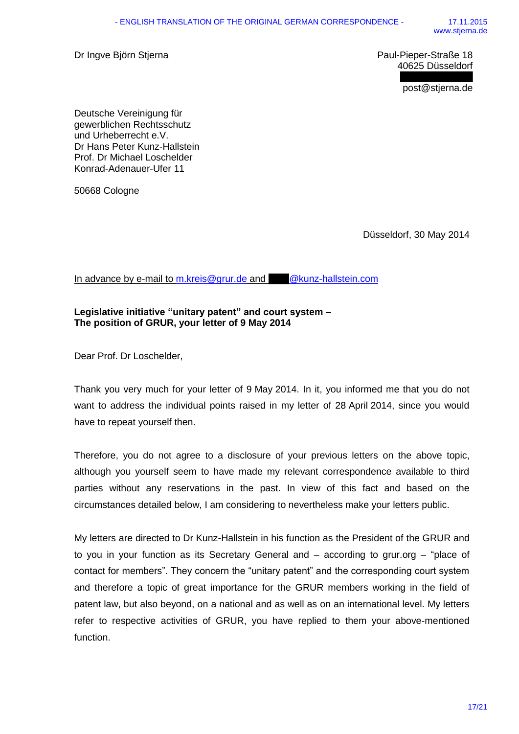Dr Ingve Björn Stjerna

Paul-Pieper-Straße 18
40625 Düsseldorf

post@stjerna.de

Deutsche Vereinigung für
gewerblichen Rechtsschutz
und Urheberrecht e.V.
Dr Hans Peter Kunz-Hallstein
Prof. Dr Michael Loschelder
Konrad-Adenauer-Ufer 11

50668 Cologne

Düsseldorf, 30 May 2014

In advance by e-mail to m.kreis@grur.de and @kunz-hallstein.com

**Legislative initiative "unitary patent" and court system –**
**The position of GRUR, your letter of 9 May 2014**

Dear Prof. Dr Loschelder,

Thank you very much for your letter of 9 May 2014. In it, you informed me that you do not want to address the individual points raised in my letter of 28 April 2014, since you would have to repeat yourself then.

Therefore, you do not agree to a disclosure of your previous letters on the above topic, although you yourself seem to have made my relevant correspondence available to third parties without any reservations in the past. In view of this fact and based on the circumstances detailed below, I am considering to nevertheless make your letters public.

My letters are directed to Dr Kunz-Hallstein in his function as the President of the GRUR and to you in your function as its Secretary General and – according to grur.org – "place of contact for members". They concern the "unitary patent" and the corresponding court system and therefore a topic of great importance for the GRUR members working in the field of patent law, but also beyond, on a national and as well as on an international level. My letters refer to respective activities of GRUR, you have replied to them your above-mentioned function.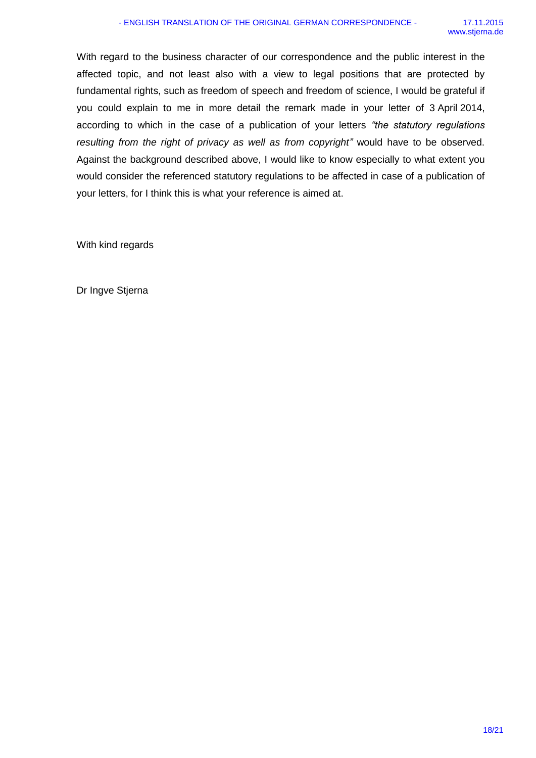With regard to the business character of our correspondence and the public interest in the affected topic, and not least also with a view to legal positions that are protected by fundamental rights, such as freedom of speech and freedom of science, I would be grateful if you could explain to me in more detail the remark made in your letter of 3 April 2014, according to which in the case of a publication of your letters *"the statutory regulations resulting from the right of privacy as well as from copyright"* would have to be observed. Against the background described above, I would like to know especially to what extent you would consider the referenced statutory regulations to be affected in case of a publication of your letters, for I think this is what your reference is aimed at.

With kind regards

Dr Ingve Stjerna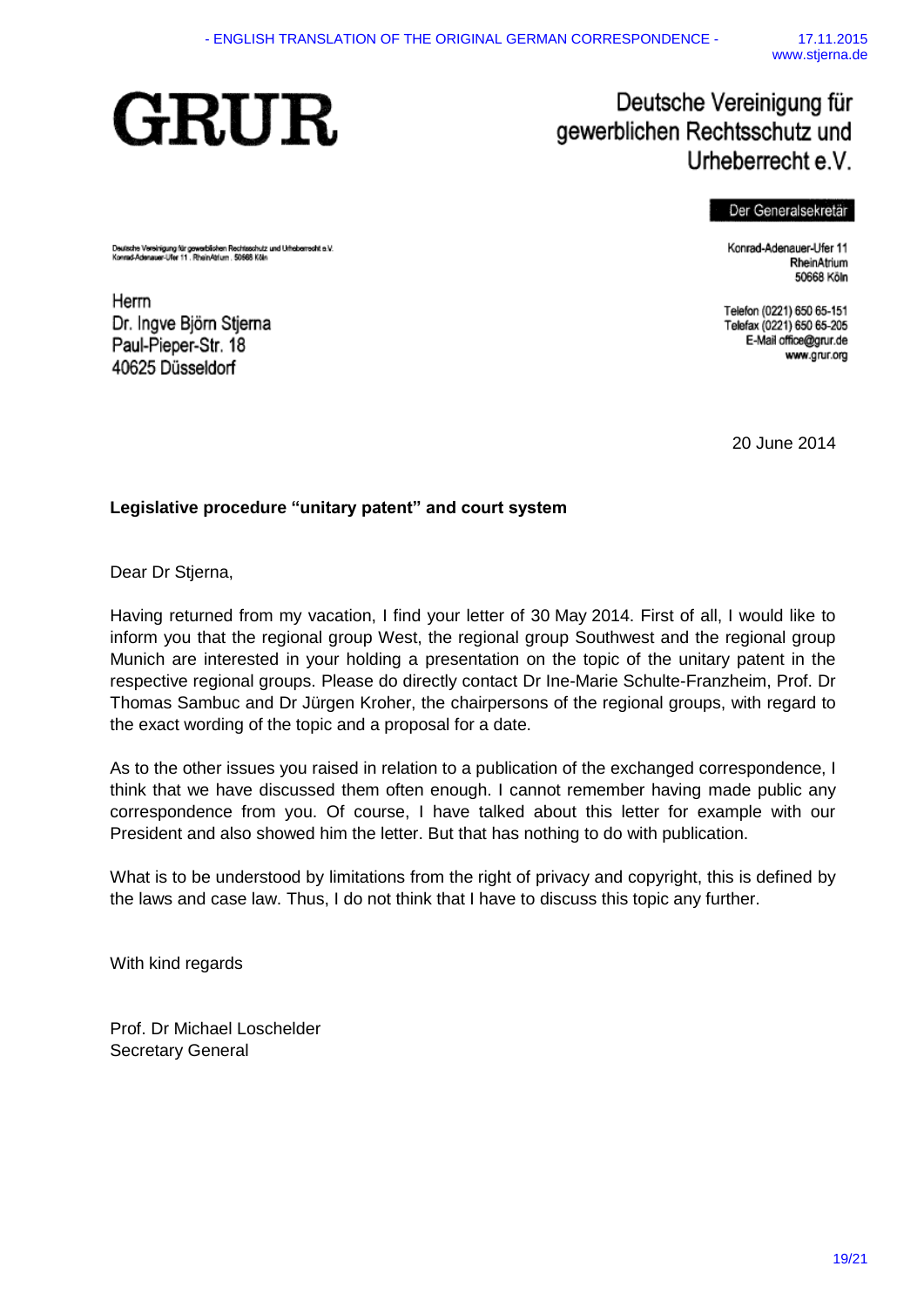- ENGLISH TRANSLATION OF THE ORIGINAL GERMAN CORRESPONDENCE -

17.11.2015
www.stjerna.de

# GRUR

Deutsche Vereinigung für gewerblichen Rechtsschutz und Urheberrecht e.V.

**Der Generalsekretär**

Konrad-Adenauer-Ufer 11
RheinAtrium
50668 Köln

Telefon (0221) 650 65-151
Telefax (0221) 650 65-205
E-Mail office@grur.de
www.grur.org

Deutsche Vereinigung für gewerblichen Rechtsschutz und Urheberrecht e.V.
Konrad-Adenauer-Ufer 11 . RheinAtrium . 50668 Köln

Herrn
Dr. Ingve Björn Stjerna
Paul-Pieper-Str. 18
40625 Düsseldorf

20 June 2014

**Legislative procedure "unitary patent" and court system**

Dear Dr Stjerna,

Having returned from my vacation, I find your letter of 30 May 2014. First of all, I would like to inform you that the regional group West, the regional group Southwest and the regional group Munich are interested in your holding a presentation on the topic of the unitary patent in the respective regional groups. Please do directly contact Dr Ine-Marie Schulte-Franzheim, Prof. Dr Thomas Sambuc and Dr Jürgen Kroher, the chairpersons of the regional groups, with regard to the exact wording of the topic and a proposal for a date.

As to the other issues you raised in relation to a publication of the exchanged correspondence, I think that we have discussed them often enough. I cannot remember having made public any correspondence from you. Of course, I have talked about this letter for example with our President and also showed him the letter. But that has nothing to do with publication.

What is to be understood by limitations from the right of privacy and copyright, this is defined by the laws and case law. Thus, I do not think that I have to discuss this topic any further.

With kind regards

Prof. Dr Michael Loschelder
Secretary General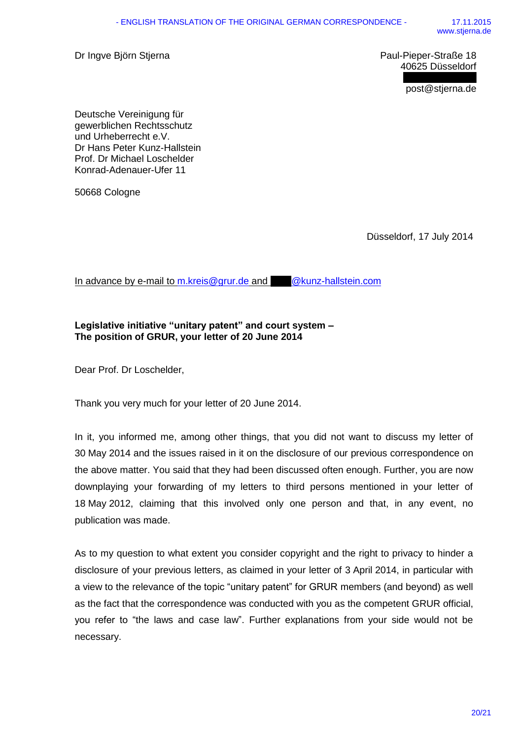Dr Ingve Björn Stjerna

Paul-Pieper-Straße 18
40625 Düsseldorf

post@stjerna.de

Deutsche Vereinigung für
gewerblichen Rechtsschutz
und Urheberrecht e.V.
Dr Hans Peter Kunz-Hallstein
Prof. Dr Michael Loschelder
Konrad-Adenauer-Ufer 11

50668 Cologne

Düsseldorf, 17 July 2014

In advance by e-mail to m.kreis@grur.de and @kunz-hallstein.com

**Legislative initiative "unitary patent" and court system –
The position of GRUR, your letter of 20 June 2014**

Dear Prof. Dr Loschelder,

Thank you very much for your letter of 20 June 2014.

In it, you informed me, among other things, that you did not want to discuss my letter of 30 May 2014 and the issues raised in it on the disclosure of our previous correspondence on the above matter. You said that they had been discussed often enough. Further, you are now downplaying your forwarding of my letters to third persons mentioned in your letter of 18 May 2012, claiming that this involved only one person and that, in any event, no publication was made.

As to my question to what extent you consider copyright and the right to privacy to hinder a disclosure of your previous letters, as claimed in your letter of 3 April 2014, in particular with a view to the relevance of the topic "unitary patent" for GRUR members (and beyond) as well as the fact that the correspondence was conducted with you as the competent GRUR official, you refer to "the laws and case law". Further explanations from your side would not be necessary.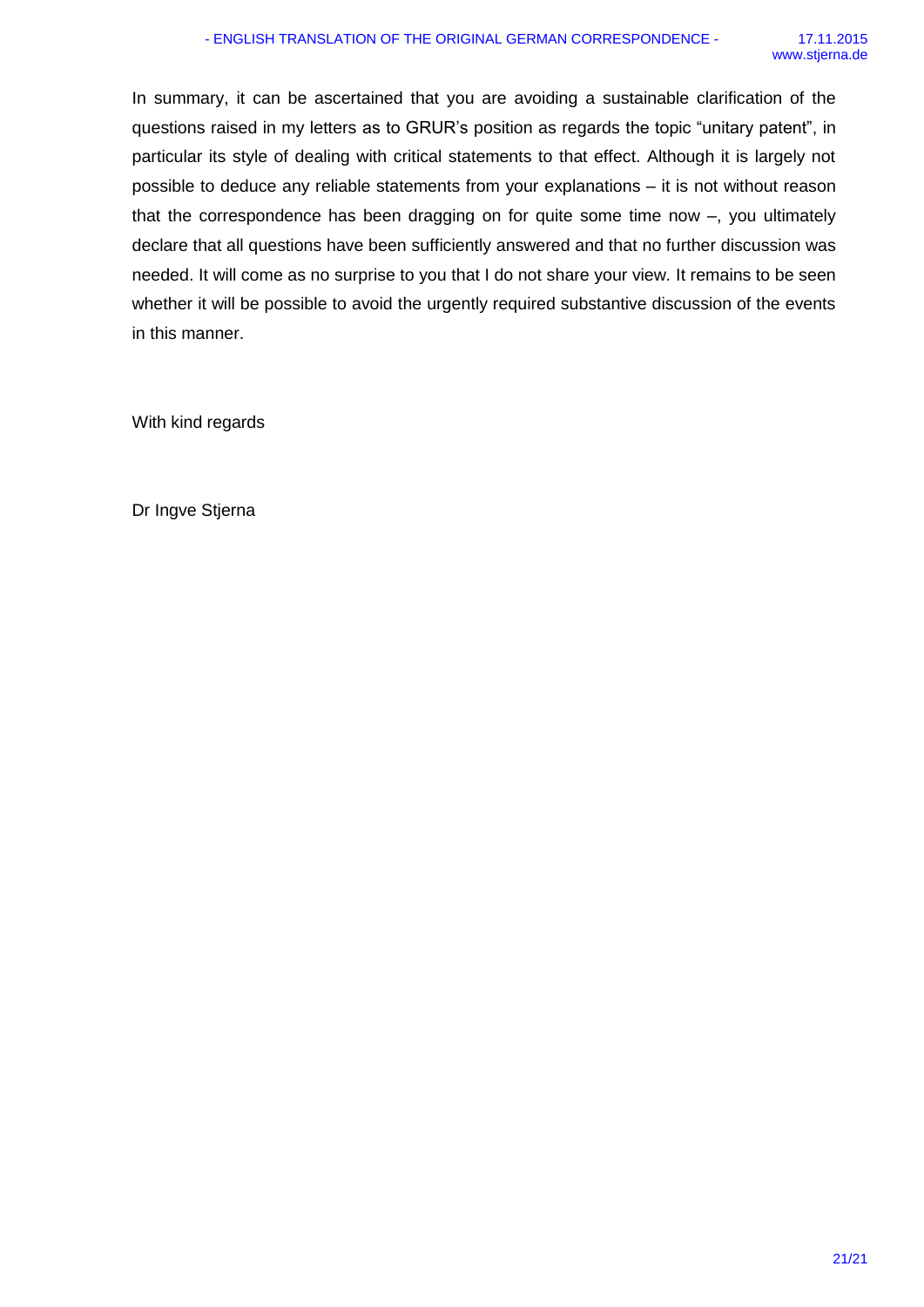In summary, it can be ascertained that you are avoiding a sustainable clarification of the questions raised in my letters as to GRUR's position as regards the topic "unitary patent", in particular its style of dealing with critical statements to that effect. Although it is largely not possible to deduce any reliable statements from your explanations – it is not without reason that the correspondence has been dragging on for quite some time now –, you ultimately declare that all questions have been sufficiently answered and that no further discussion was needed. It will come as no surprise to you that I do not share your view. It remains to be seen whether it will be possible to avoid the urgently required substantive discussion of the events in this manner.

With kind regards

Dr Ingve Stjerna